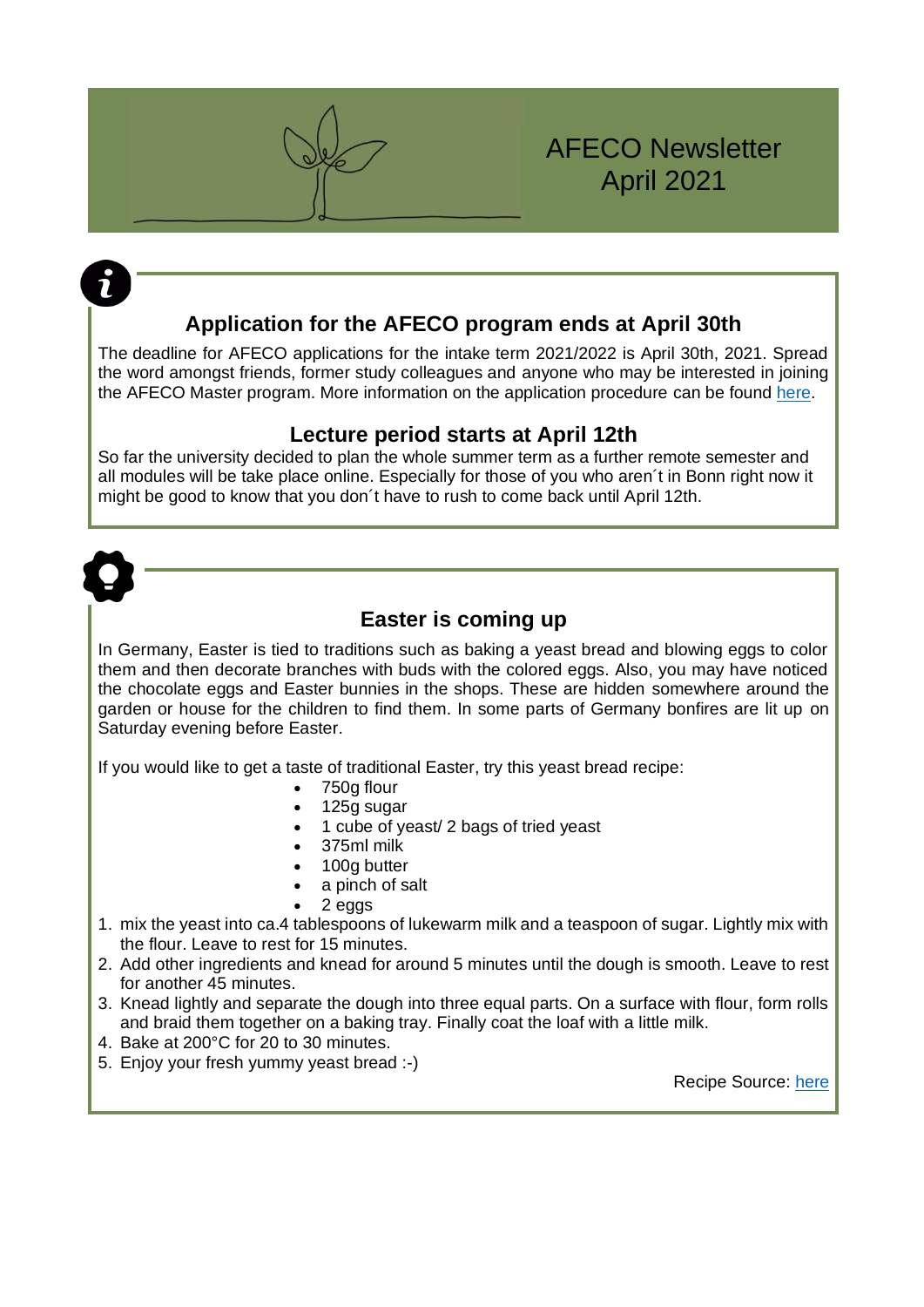# AFECO Newsletter
April 2021

## Application for the AFECO program ends at April 30th

The deadline for AFECO applications for the intake term 2021/2022 is April 30th, 2021. Spread the word amongst friends, former study colleagues and anyone who may be interested in joining the AFECO Master program. More information on the application procedure can be found here.

## Lecture period starts at April 12th

So far the university decided to plan the whole summer term as a further remote semester and all modules will be take place online. Especially for those of you who aren´t in Bonn right now it might be good to know that you don´t have to rush to come back until April 12th.

## Easter is coming up

In Germany, Easter is tied to traditions such as baking a yeast bread and blowing eggs to color them and then decorate branches with buds with the colored eggs. Also, you may have noticed the chocolate eggs and Easter bunnies in the shops. These are hidden somewhere around the garden or house for the children to find them. In some parts of Germany bonfires are lit up on Saturday evening before Easter.

If you would like to get a taste of traditional Easter, try this yeast bread recipe:

- 750g flour
- 125g sugar
- 1 cube of yeast/ 2 bags of tried yeast
- 375ml milk
- 100g butter
- a pinch of salt
- 2 eggs

1. mix the yeast into ca.4 tablespoons of lukewarm milk and a teaspoon of sugar. Lightly mix with the flour. Leave to rest for 15 minutes.
2. Add other ingredients and knead for around 5 minutes until the dough is smooth. Leave to rest for another 45 minutes.
3. Knead lightly and separate the dough into three equal parts. On a surface with flour, form rolls and braid them together on a baking tray. Finally coat the loaf with a little milk.
4. Bake at 200°C for 20 to 30 minutes.
5. Enjoy your fresh yummy yeast bread :-)

Recipe Source: here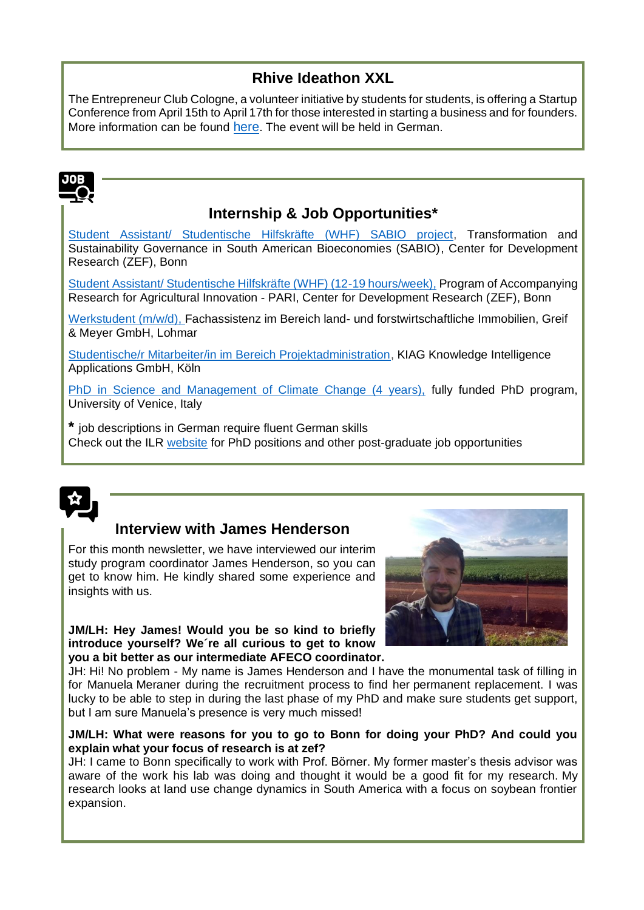## Rhive Ideathon XXL

The Entrepreneur Club Cologne, a volunteer initiative by students for students, is offering a Startup Conference from April 15th to April 17th for those interested in starting a business and for founders. More information can be found here. The event will be held in German.

## Internship & Job Opportunities*

Student Assistant/ Studentische Hilfskräfte (WHF) SABIO project, Transformation and Sustainability Governance in South American Bioeconomies (SABIO), Center for Development Research (ZEF), Bonn

Student Assistant/ Studentische Hilfskräfte (WHF) (12-19 hours/week), Program of Accompanying Research for Agricultural Innovation - PARI, Center for Development Research (ZEF), Bonn

Werkstudent (m/w/d), Fachassistenz im Bereich land- und forstwirtschaftliche Immobilien, Greif & Meyer GmbH, Lohmar

Studentische/r Mitarbeiter/in im Bereich Projektadministration, KIAG Knowledge Intelligence Applications GmbH, Köln

PhD in Science and Management of Climate Change (4 years), fully funded PhD program, University of Venice, Italy

* job descriptions in German require fluent German skills
Check out the ILR website for PhD positions and other post-graduate job opportunities

## Interview with James Henderson

For this month newsletter, we have interviewed our interim study program coordinator James Henderson, so you can get to know him. He kindly shared some experience and insights with us.

**JM/LH: Hey James! Would you be so kind to briefly introduce yourself? We´re all curious to get to know you a bit better as our intermediate AFECO coordinator.**
JH: Hi! No problem - My name is James Henderson and I have the monumental task of filling in for Manuela Meraner during the recruitment process to find her permanent replacement. I was lucky to be able to step in during the last phase of my PhD and make sure students get support, but I am sure Manuela's presence is very much missed!

**JM/LH: What were reasons for you to go to Bonn for doing your PhD? And could you explain what your focus of research is at zef?**
JH: I came to Bonn specifically to work with Prof. Börner. My former master's thesis advisor was aware of the work his lab was doing and thought it would be a good fit for my research. My research looks at land use change dynamics in South America with a focus on soybean frontier expansion.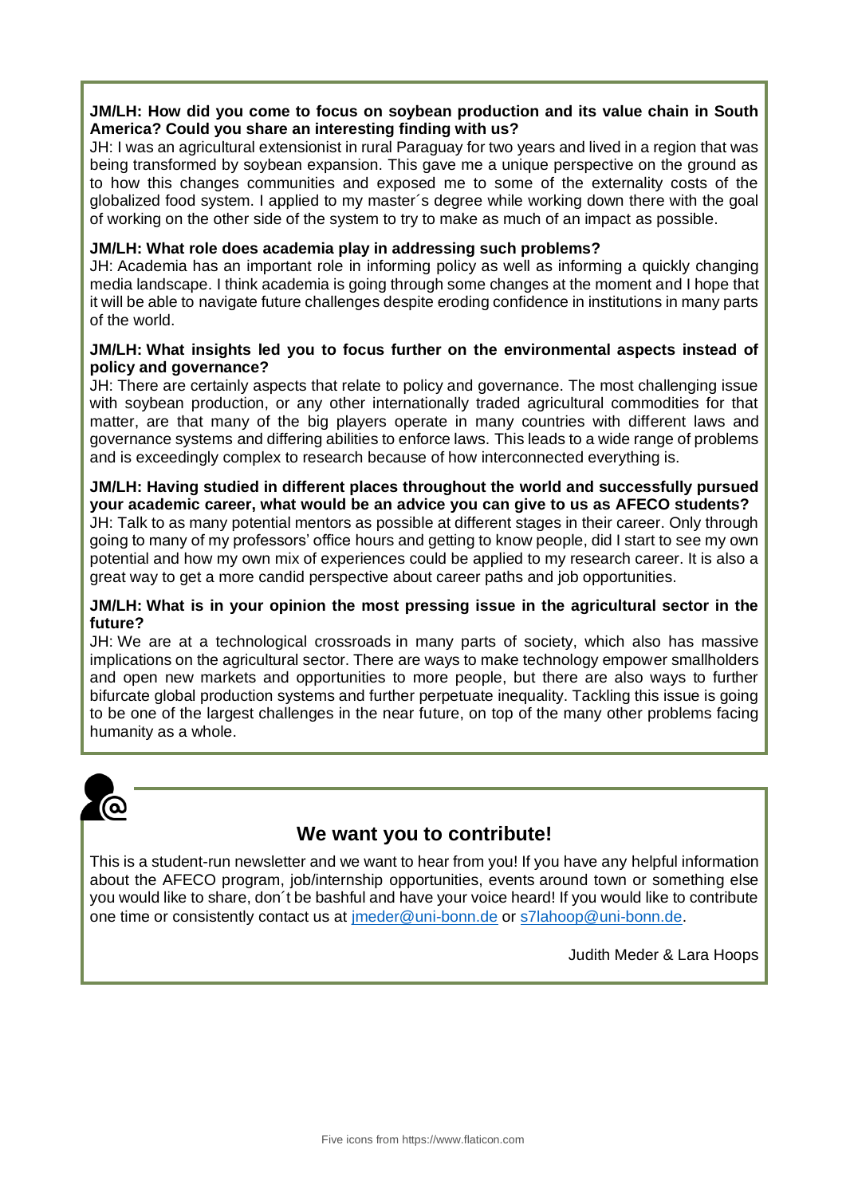**JM/LH: How did you come to focus on soybean production and its value chain in South America? Could you share an interesting finding with us?**

JH: I was an agricultural extensionist in rural Paraguay for two years and lived in a region that was being transformed by soybean expansion. This gave me a unique perspective on the ground as to how this changes communities and exposed me to some of the externality costs of the globalized food system. I applied to my master´s degree while working down there with the goal of working on the other side of the system to try to make as much of an impact as possible.

**JM/LH: What role does academia play in addressing such problems?**

JH: Academia has an important role in informing policy as well as informing a quickly changing media landscape. I think academia is going through some changes at the moment and I hope that it will be able to navigate future challenges despite eroding confidence in institutions in many parts of the world.

**JM/LH: What insights led you to focus further on the environmental aspects instead of policy and governance?**

JH: There are certainly aspects that relate to policy and governance. The most challenging issue with soybean production, or any other internationally traded agricultural commodities for that matter, are that many of the big players operate in many countries with different laws and governance systems and differing abilities to enforce laws. This leads to a wide range of problems and is exceedingly complex to research because of how interconnected everything is.

**JM/LH: Having studied in different places throughout the world and successfully pursued your academic career, what would be an advice you can give to us as AFECO students?**

JH: Talk to as many potential mentors as possible at different stages in their career. Only through going to many of my professors' office hours and getting to know people, did I start to see my own potential and how my own mix of experiences could be applied to my research career. It is also a great way to get a more candid perspective about career paths and job opportunities.

**JM/LH: What is in your opinion the most pressing issue in the agricultural sector in the future?**

JH: We are at a technological crossroads in many parts of society, which also has massive implications on the agricultural sector. There are ways to make technology empower smallholders and open new markets and opportunities to more people, but there are also ways to further bifurcate global production systems and further perpetuate inequality. Tackling this issue is going to be one of the largest challenges in the near future, on top of the many other problems facing humanity as a whole.

## We want you to contribute!

This is a student-run newsletter and we want to hear from you! If you have any helpful information about the AFECO program, job/internship opportunities, events around town or something else you would like to share, don´t be bashful and have your voice heard! If you would like to contribute one time or consistently contact us at jmeder@uni-bonn.de or s7lahoop@uni-bonn.de.

Judith Meder & Lara Hoops

Five icons from https://www.flaticon.com